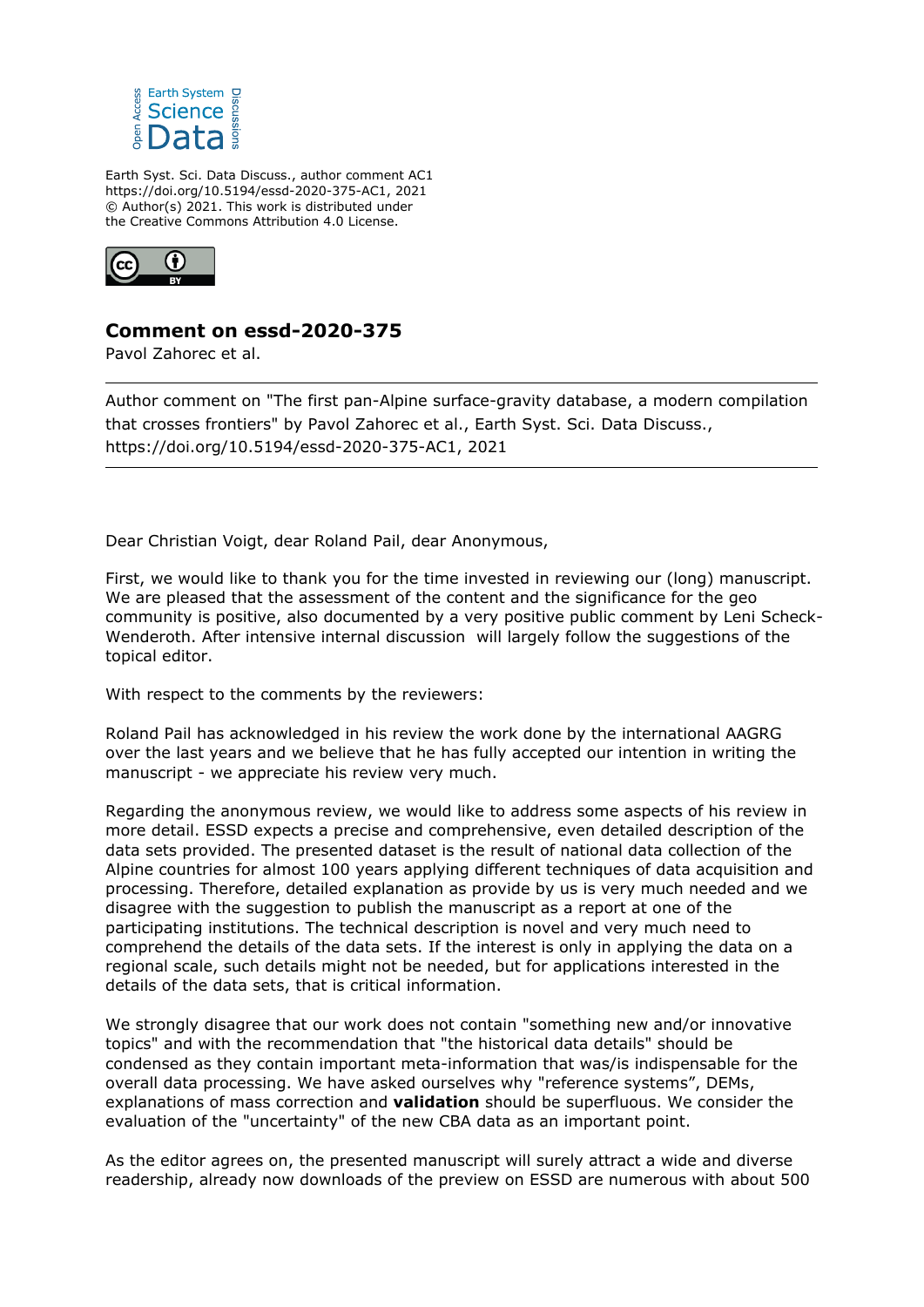Earth Syst. Sci. Data Discuss., author comment AC1
https://doi.org/10.5194/essd-2020-375-AC1, 2021
© Author(s) 2021. This work is distributed under
the Creative Commons Attribution 4.0 License.

## Comment on essd-2020-375

Pavol Zahorec et al.

---

Author comment on "The first pan-Alpine surface-gravity database, a modern compilation that crosses frontiers" by Pavol Zahorec et al., Earth Syst. Sci. Data Discuss., https://doi.org/10.5194/essd-2020-375-AC1, 2021

---

Dear Christian Voigt, dear Roland Pail, dear Anonymous,

First, we would like to thank you for the time invested in reviewing our (long) manuscript. We are pleased that the assessment of the content and the significance for the geo community is positive, also documented by a very positive public comment by Leni Scheck-Wenderoth. After intensive internal discussion will largely follow the suggestions of the topical editor.

With respect to the comments by the reviewers:

Roland Pail has acknowledged in his review the work done by the international AAGRG over the last years and we believe that he has fully accepted our intention in writing the manuscript - we appreciate his review very much.

Regarding the anonymous review, we would like to address some aspects of his review in more detail. ESSD expects a precise and comprehensive, even detailed description of the data sets provided. The presented dataset is the result of national data collection of the Alpine countries for almost 100 years applying different techniques of data acquisition and processing. Therefore, detailed explanation as provide by us is very much needed and we disagree with the suggestion to publish the manuscript as a report at one of the participating institutions. The technical description is novel and very much need to comprehend the details of the data sets. If the interest is only in applying the data on a regional scale, such details might not be needed, but for applications interested in the details of the data sets, that is critical information.

We strongly disagree that our work does not contain "something new and/or innovative topics" and with the recommendation that "the historical data details" should be condensed as they contain important meta-information that was/is indispensable for the overall data processing. We have asked ourselves why "reference systems", DEMs, explanations of mass correction and **validation** should be superfluous. We consider the evaluation of the "uncertainty" of the new CBA data as an important point.

As the editor agrees on, the presented manuscript will surely attract a wide and diverse readership, already now downloads of the preview on ESSD are numerous with about 500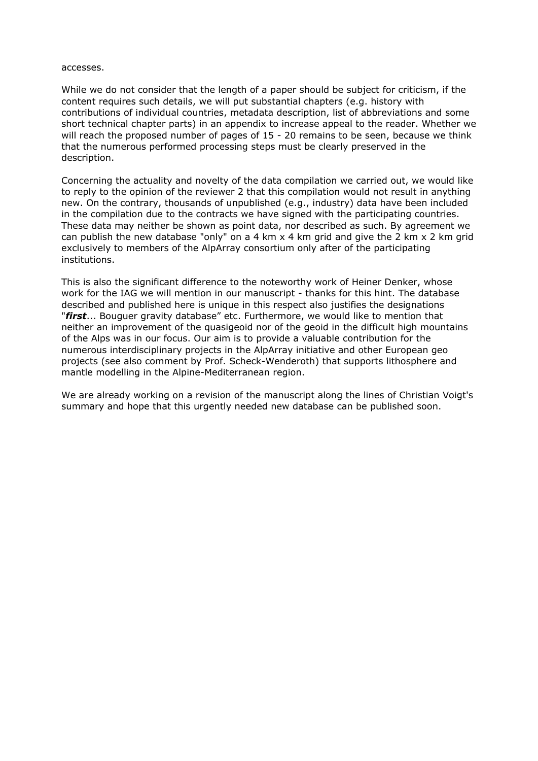accesses.

While we do not consider that the length of a paper should be subject for criticism, if the content requires such details, we will put substantial chapters (e.g. history with contributions of individual countries, metadata description, list of abbreviations and some short technical chapter parts) in an appendix to increase appeal to the reader. Whether we will reach the proposed number of pages of 15 - 20 remains to be seen, because we think that the numerous performed processing steps must be clearly preserved in the description.

Concerning the actuality and novelty of the data compilation we carried out, we would like to reply to the opinion of the reviewer 2 that this compilation would not result in anything new. On the contrary, thousands of unpublished (e.g., industry) data have been included in the compilation due to the contracts we have signed with the participating countries. These data may neither be shown as point data, nor described as such. By agreement we can publish the new database "only" on a 4 km x 4 km grid and give the 2 km x 2 km grid exclusively to members of the AlpArray consortium only after of the participating institutions.

This is also the significant difference to the noteworthy work of Heiner Denker, whose work for the IAG we will mention in our manuscript - thanks for this hint. The database described and published here is unique in this respect also justifies the designations "***first***... Bouguer gravity database" etc. Furthermore, we would like to mention that neither an improvement of the quasigeoid nor of the geoid in the difficult high mountains of the Alps was in our focus. Our aim is to provide a valuable contribution for the numerous interdisciplinary projects in the AlpArray initiative and other European geo projects (see also comment by Prof. Scheck-Wenderoth) that supports lithosphere and mantle modelling in the Alpine-Mediterranean region.

We are already working on a revision of the manuscript along the lines of Christian Voigt's summary and hope that this urgently needed new database can be published soon.